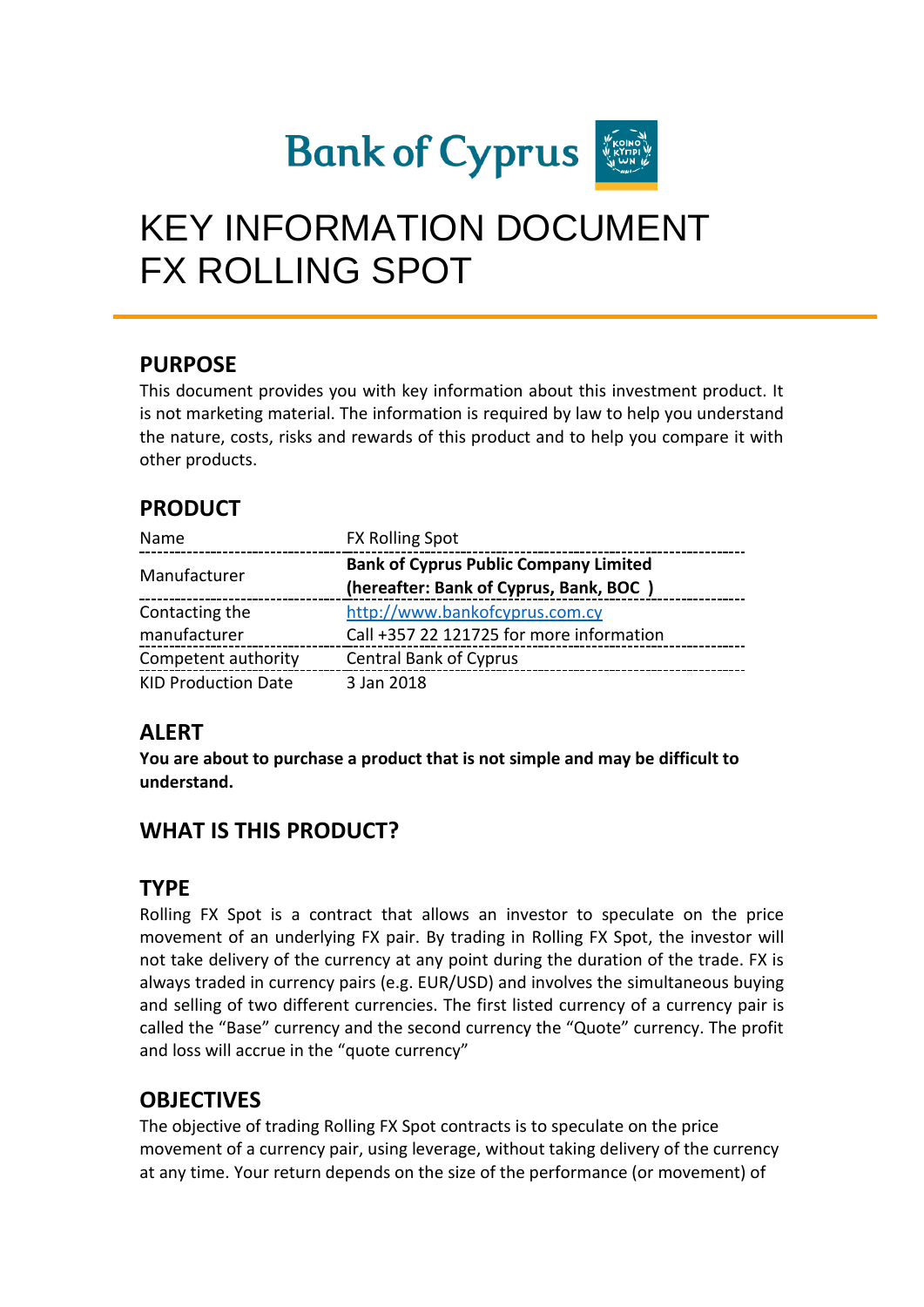Bank of Cyprus

# KEY INFORMATION DOCUMENT
# FX ROLLING SPOT

## PURPOSE

This document provides you with key information about this investment product. It is not marketing material. The information is required by law to help you understand the nature, costs, risks and rewards of this product and to help you compare it with other products.

## PRODUCT

| | |
|---|---|
| Name | FX Rolling Spot |
| Manufacturer | **Bank of Cyprus Public Company Limited (hereafter: Bank of Cyprus, Bank, BOC )** |
| Contacting the manufacturer | http://www.bankofcyprus.com.cy<br>Call +357 22 121725 for more information |
| Competent authority | Central Bank of Cyprus |
| KID Production Date | 3 Jan 2018 |

## ALERT

**You are about to purchase a product that is not simple and may be difficult to understand.**

## WHAT IS THIS PRODUCT?

## TYPE

Rolling FX Spot is a contract that allows an investor to speculate on the price movement of an underlying FX pair. By trading in Rolling FX Spot, the investor will not take delivery of the currency at any point during the duration of the trade. FX is always traded in currency pairs (e.g. EUR/USD) and involves the simultaneous buying and selling of two different currencies. The first listed currency of a currency pair is called the "Base" currency and the second currency the "Quote" currency. The profit and loss will accrue in the "quote currency"

## OBJECTIVES

The objective of trading Rolling FX Spot contracts is to speculate on the price movement of a currency pair, using leverage, without taking delivery of the currency at any time. Your return depends on the size of the performance (or movement) of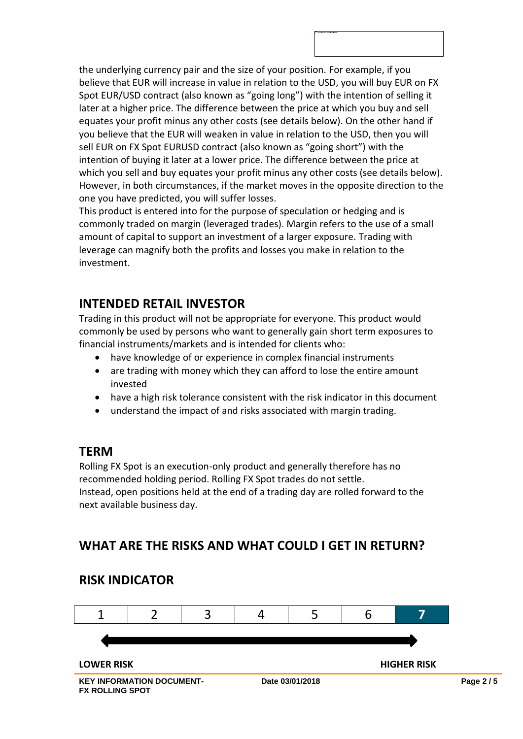the underlying currency pair and the size of your position. For example, if you believe that EUR will increase in value in relation to the USD, you will buy EUR on FX Spot EUR/USD contract (also known as "going long") with the intention of selling it later at a higher price. The difference between the price at which you buy and sell equates your profit minus any other costs (see details below). On the other hand if you believe that the EUR will weaken in value in relation to the USD, then you will sell EUR on FX Spot EURUSD contract (also known as "going short") with the intention of buying it later at a lower price. The difference between the price at which you sell and buy equates your profit minus any other costs (see details below). However, in both circumstances, if the market moves in the opposite direction to the one you have predicted, you will suffer losses.
This product is entered into for the purpose of speculation or hedging and is commonly traded on margin (leveraged trades). Margin refers to the use of a small amount of capital to support an investment of a larger exposure. Trading with leverage can magnify both the profits and losses you make in relation to the investment.

## INTENDED RETAIL INVESTOR

Trading in this product will not be appropriate for everyone. This product would commonly be used by persons who want to generally gain short term exposures to financial instruments/markets and is intended for clients who:

- have knowledge of or experience in complex financial instruments
- are trading with money which they can afford to lose the entire amount invested
- have a high risk tolerance consistent with the risk indicator in this document
- understand the impact of and risks associated with margin trading.

## TERM

Rolling FX Spot is an execution-only product and generally therefore has no recommended holding period. Rolling FX Spot trades do not settle.
Instead, open positions held at the end of a trading day are rolled forward to the next available business day.

## WHAT ARE THE RISKS AND WHAT COULD I GET IN RETURN?

## RISK INDICATOR

| 1 | 2 | 3 | 4 | 5 | 6 | **7** |
|---|---|---|---|---|---|---|

**LOWER RISK** **HIGHER RISK**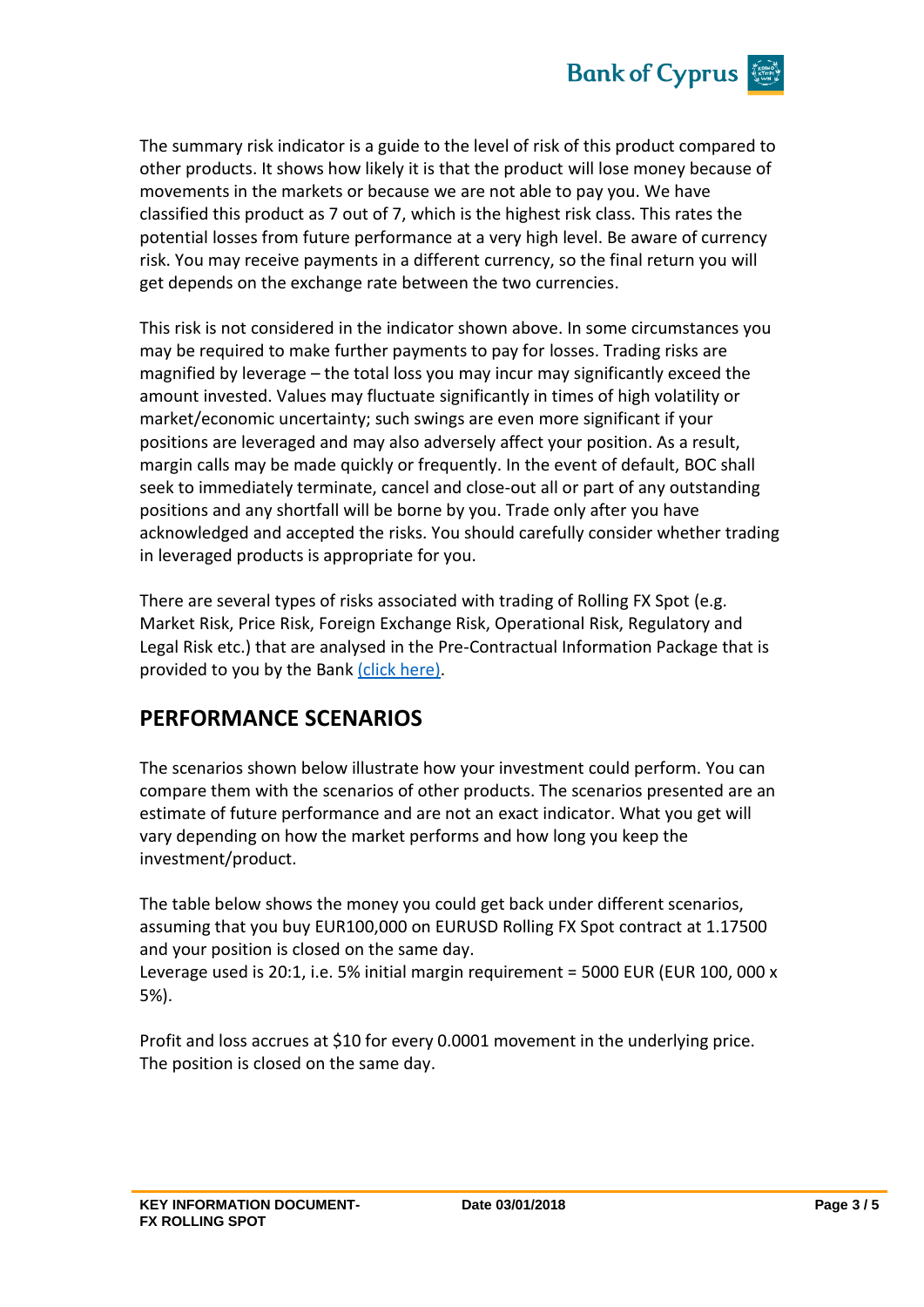The summary risk indicator is a guide to the level of risk of this product compared to other products. It shows how likely it is that the product will lose money because of movements in the markets or because we are not able to pay you. We have classified this product as 7 out of 7, which is the highest risk class. This rates the potential losses from future performance at a very high level. Be aware of currency risk. You may receive payments in a different currency, so the final return you will get depends on the exchange rate between the two currencies.

This risk is not considered in the indicator shown above. In some circumstances you may be required to make further payments to pay for losses. Trading risks are magnified by leverage – the total loss you may incur may significantly exceed the amount invested. Values may fluctuate significantly in times of high volatility or market/economic uncertainty; such swings are even more significant if your positions are leveraged and may also adversely affect your position. As a result, margin calls may be made quickly or frequently. In the event of default, BOC shall seek to immediately terminate, cancel and close-out all or part of any outstanding positions and any shortfall will be borne by you. Trade only after you have acknowledged and accepted the risks. You should carefully consider whether trading in leveraged products is appropriate for you.

There are several types of risks associated with trading of Rolling FX Spot (e.g. Market Risk, Price Risk, Foreign Exchange Risk, Operational Risk, Regulatory and Legal Risk etc.) that are analysed in the Pre-Contractual Information Package that is provided to you by the Bank (click here).

## PERFORMANCE SCENARIOS

The scenarios shown below illustrate how your investment could perform. You can compare them with the scenarios of other products. The scenarios presented are an estimate of future performance and are not an exact indicator. What you get will vary depending on how the market performs and how long you keep the investment/product.

The table below shows the money you could get back under different scenarios, assuming that you buy EUR100,000 on EURUSD Rolling FX Spot contract at 1.17500 and your position is closed on the same day.
Leverage used is 20:1, i.e. 5% initial margin requirement = 5000 EUR (EUR 100, 000 x 5%).

Profit and loss accrues at $10 for every 0.0001 movement in the underlying price. The position is closed on the same day.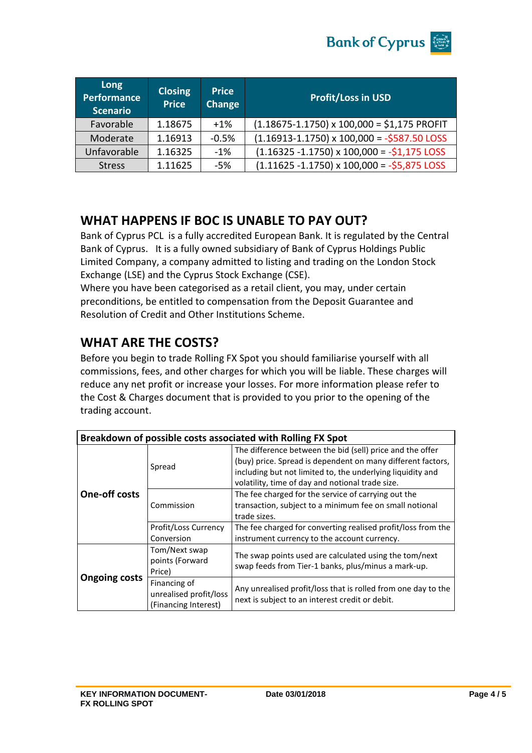| Long Performance Scenario | Closing Price | Price Change | Profit/Loss in USD |
|---|---|---|---|
| Favorable | 1.18675 | +1% | (1.18675-1.1750) x 100,000 = $1,175 PROFIT |
| Moderate | 1.16913 | -0.5% | (1.16913-1.1750) x 100,000 = -$587.50 LOSS |
| Unfavorable | 1.16325 | -1% | (1.16325 -1.1750) x 100,000 = -$1,175 LOSS |
| Stress | 1.11625 | -5% | (1.11625 -1.1750) x 100,000 = -$5,875 LOSS |

## WHAT HAPPENS IF BOC IS UNABLE TO PAY OUT?

Bank of Cyprus PCL is a fully accredited European Bank. It is regulated by the Central Bank of Cyprus. It is a fully owned subsidiary of Bank of Cyprus Holdings Public Limited Company, a company admitted to listing and trading on the London Stock Exchange (LSE) and the Cyprus Stock Exchange (CSE).
Where you have been categorised as a retail client, you may, under certain preconditions, be entitled to compensation from the Deposit Guarantee and Resolution of Credit and Other Institutions Scheme.

## WHAT ARE THE COSTS?

Before you begin to trade Rolling FX Spot you should familiarise yourself with all commissions, fees, and other charges for which you will be liable. These charges will reduce any net profit or increase your losses. For more information please refer to the Cost & Charges document that is provided to you prior to the opening of the trading account.

| Breakdown of possible costs associated with Rolling FX Spot | | |
|---|---|---|
| **One-off costs** | Spread | The difference between the bid (sell) price and the offer (buy) price. Spread is dependent on many different factors, including but not limited to, the underlying liquidity and volatility, time of day and notional trade size. |
| | Commission | The fee charged for the service of carrying out the transaction, subject to a minimum fee on small notional trade sizes. |
| | Profit/Loss Currency Conversion | The fee charged for converting realised profit/loss from the instrument currency to the account currency. |
| **Ongoing costs** | Tom/Next swap points (Forward Price) | The swap points used are calculated using the tom/next swap feeds from Tier-1 banks, plus/minus a mark-up. |
| | Financing of unrealised profit/loss (Financing Interest) | Any unrealised profit/loss that is rolled from one day to the next is subject to an interest credit or debit. |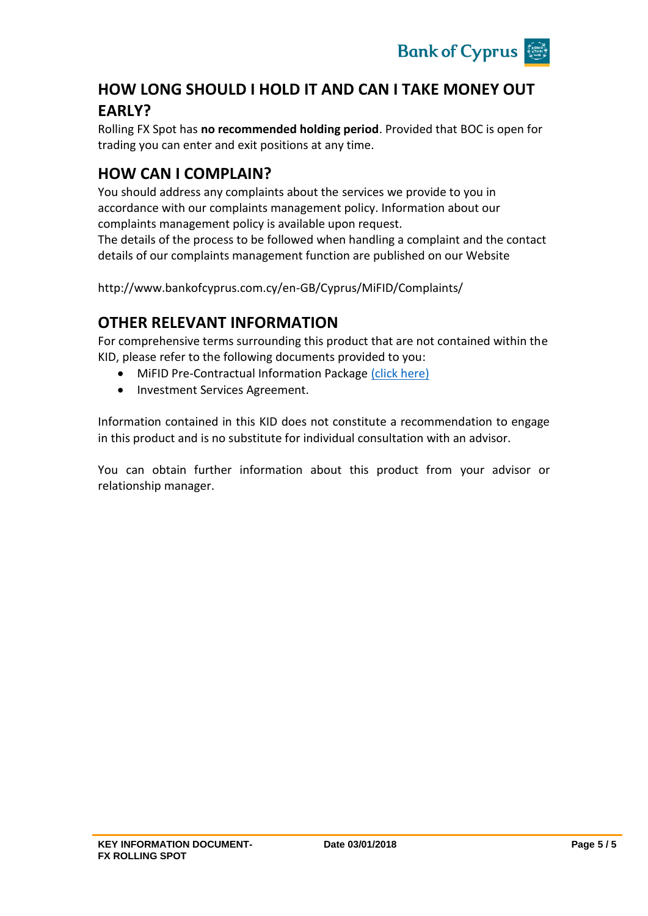## HOW LONG SHOULD I HOLD IT AND CAN I TAKE MONEY OUT EARLY?

Rolling FX Spot has **no recommended holding period**. Provided that BOC is open for trading you can enter and exit positions at any time.

## HOW CAN I COMPLAIN?

You should address any complaints about the services we provide to you in accordance with our complaints management policy. Information about our complaints management policy is available upon request.
The details of the process to be followed when handling a complaint and the contact details of our complaints management function are published on our Website

http://www.bankofcyprus.com.cy/en-GB/Cyprus/MiFID/Complaints/

## OTHER RELEVANT INFORMATION

For comprehensive terms surrounding this product that are not contained within the KID, please refer to the following documents provided to you:

- MiFID Pre-Contractual Information Package (click here)
- Investment Services Agreement.

Information contained in this KID does not constitute a recommendation to engage in this product and is no substitute for individual consultation with an advisor.

You can obtain further information about this product from your advisor or relationship manager.